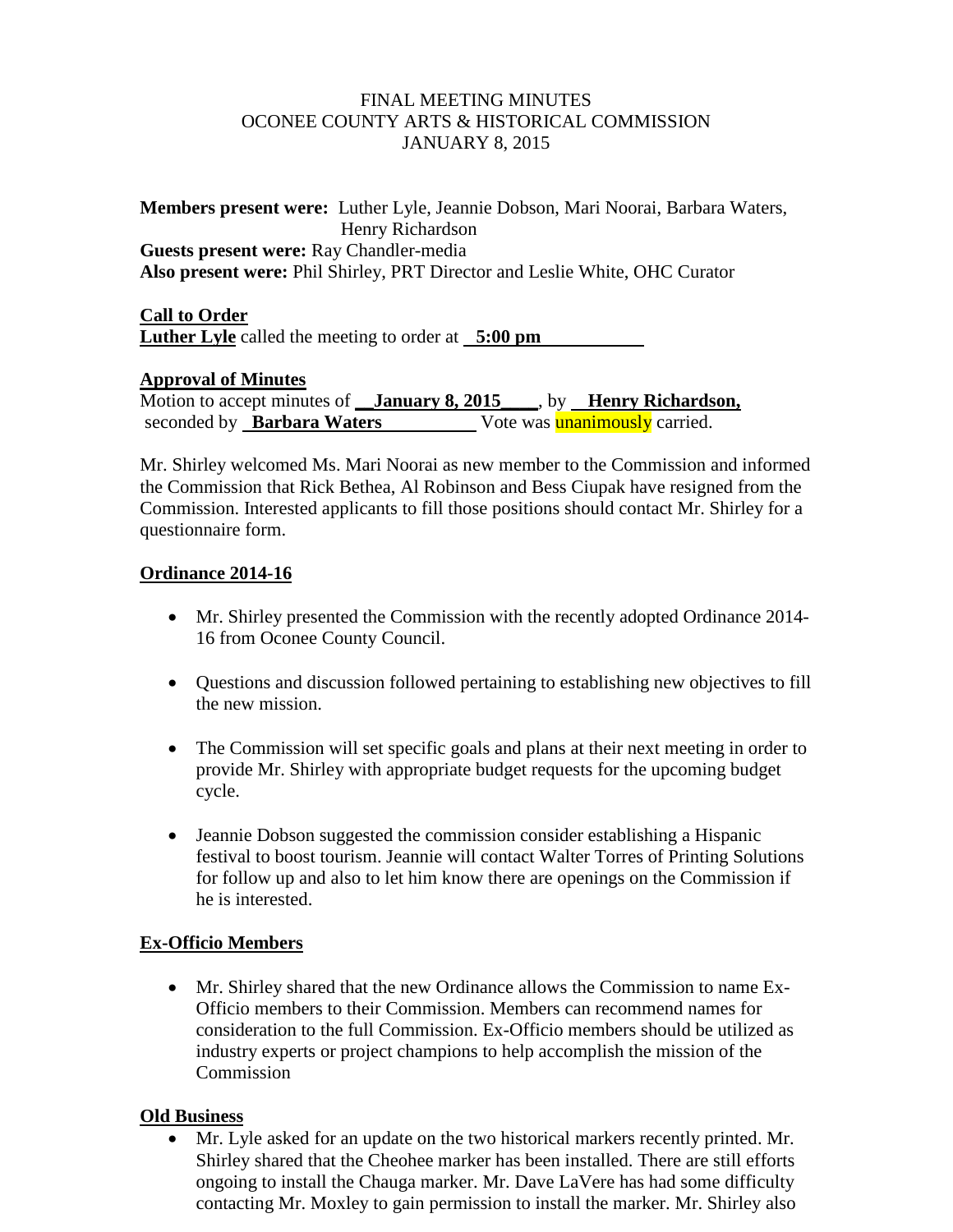FINAL MEETING MINUTES
OCONEE COUNTY ARTS & HISTORICAL COMMISSION
JANUARY 8, 2015

**Members present were:** Luther Lyle, Jeannie Dobson, Mari Noorai, Barbara Waters, Henry Richardson
**Guests present were:** Ray Chandler-media
**Also present were:** Phil Shirley, PRT Director and Leslie White, OHC Curator

**Call to Order**
**Luther Lyle** called the meeting to order at **5:00 pm**

**Approval of Minutes**
Motion to accept minutes of **January 8, 2015**, by **Henry Richardson,** seconded by **Barbara Waters** Vote was unanimously carried.

Mr. Shirley welcomed Ms. Mari Noorai as new member to the Commission and informed the Commission that Rick Bethea, Al Robinson and Bess Ciupak have resigned from the Commission. Interested applicants to fill those positions should contact Mr. Shirley for a questionnaire form.

**Ordinance 2014-16**

- Mr. Shirley presented the Commission with the recently adopted Ordinance 2014-16 from Oconee County Council.
- Questions and discussion followed pertaining to establishing new objectives to fill the new mission.
- The Commission will set specific goals and plans at their next meeting in order to provide Mr. Shirley with appropriate budget requests for the upcoming budget cycle.
- Jeannie Dobson suggested the commission consider establishing a Hispanic festival to boost tourism. Jeannie will contact Walter Torres of Printing Solutions for follow up and also to let him know there are openings on the Commission if he is interested.

**Ex-Officio Members**

- Mr. Shirley shared that the new Ordinance allows the Commission to name Ex-Officio members to their Commission. Members can recommend names for consideration to the full Commission. Ex-Officio members should be utilized as industry experts or project champions to help accomplish the mission of the Commission

**Old Business**

- Mr. Lyle asked for an update on the two historical markers recently printed. Mr. Shirley shared that the Cheohee marker has been installed. There are still efforts ongoing to install the Chauga marker. Mr. Dave LaVere has had some difficulty contacting Mr. Moxley to gain permission to install the marker. Mr. Shirley also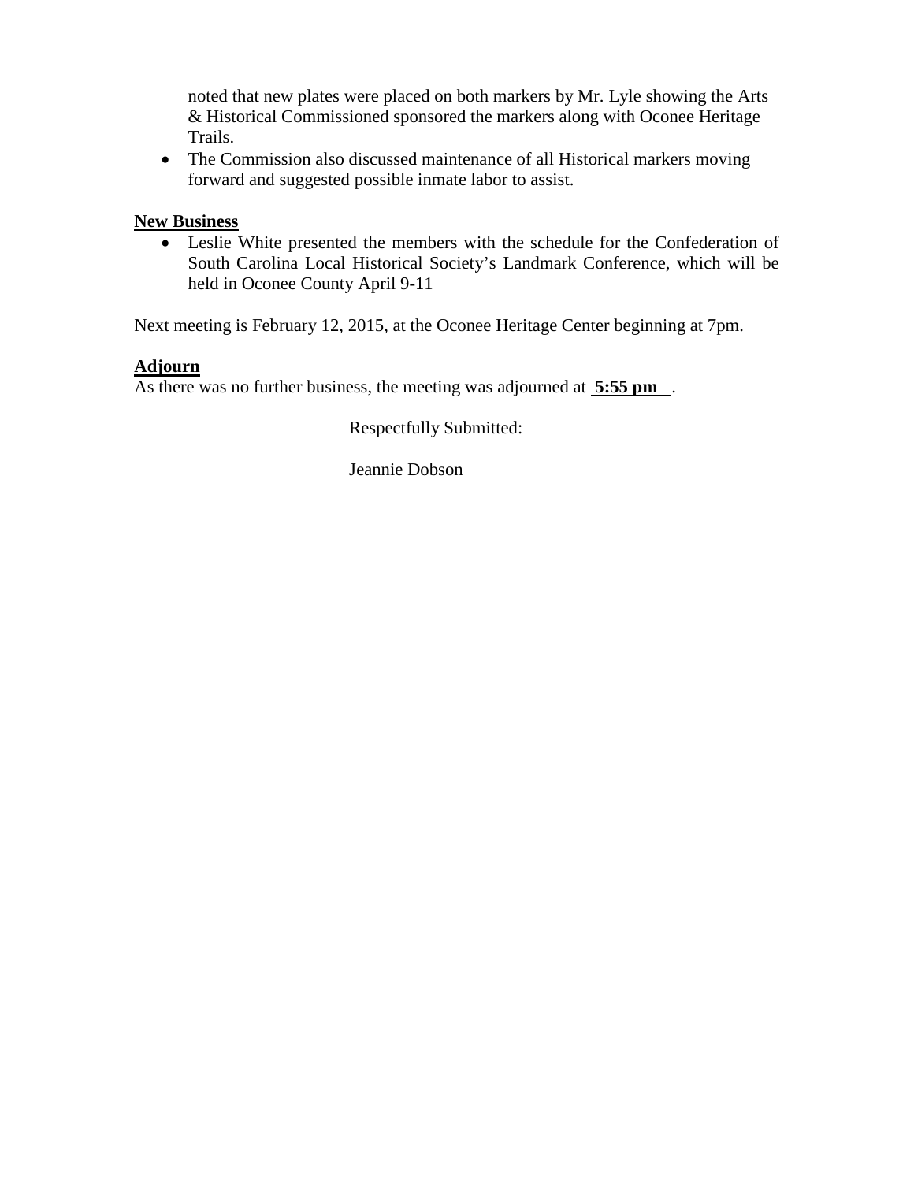noted that new plates were placed on both markers by Mr. Lyle showing the Arts & Historical Commissioned sponsored the markers along with Oconee Heritage Trails.

- The Commission also discussed maintenance of all Historical markers moving forward and suggested possible inmate labor to assist.

**New Business**

- Leslie White presented the members with the schedule for the Confederation of South Carolina Local Historical Society's Landmark Conference, which will be held in Oconee County April 9-11

Next meeting is February 12, 2015, at the Oconee Heritage Center beginning at 7pm.

**Adjourn**

As there was no further business, the meeting was adjourned at **5:55 pm** .

Respectfully Submitted:

Jeannie Dobson